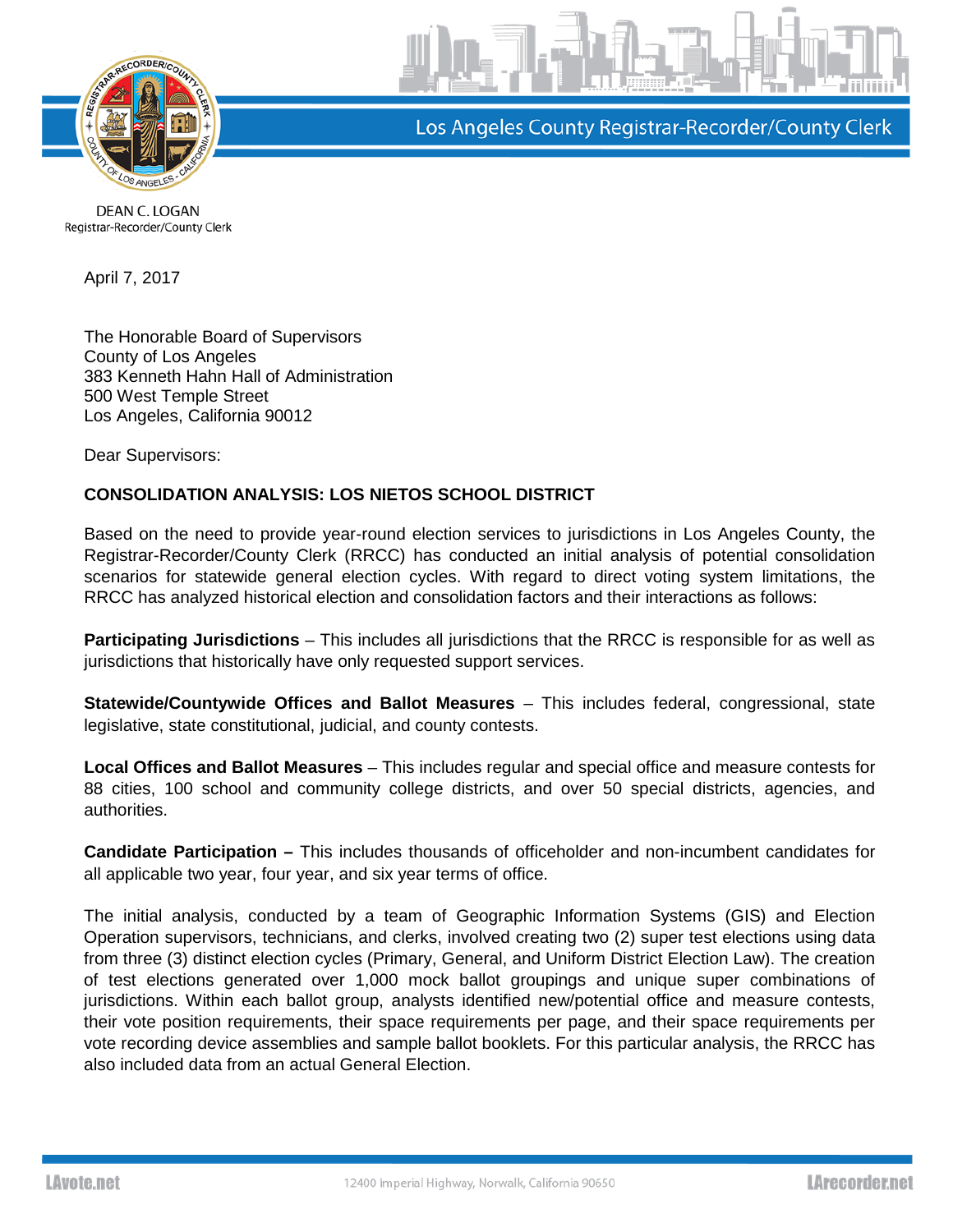Los Angeles County Registrar-Recorder/County Clerk

DEAN C. LOGAN
Registrar-Recorder/County Clerk

April 7, 2017

The Honorable Board of Supervisors
County of Los Angeles
383 Kenneth Hahn Hall of Administration
500 West Temple Street
Los Angeles, California 90012

Dear Supervisors:

**CONSOLIDATION ANALYSIS: LOS NIETOS SCHOOL DISTRICT**

Based on the need to provide year-round election services to jurisdictions in Los Angeles County, the Registrar-Recorder/County Clerk (RRCC) has conducted an initial analysis of potential consolidation scenarios for statewide general election cycles. With regard to direct voting system limitations, the RRCC has analyzed historical election and consolidation factors and their interactions as follows:

**Participating Jurisdictions** – This includes all jurisdictions that the RRCC is responsible for as well as jurisdictions that historically have only requested support services.

**Statewide/Countywide Offices and Ballot Measures** – This includes federal, congressional, state legislative, state constitutional, judicial, and county contests.

**Local Offices and Ballot Measures** – This includes regular and special office and measure contests for 88 cities, 100 school and community college districts, and over 50 special districts, agencies, and authorities.

**Candidate Participation –** This includes thousands of officeholder and non-incumbent candidates for all applicable two year, four year, and six year terms of office.

The initial analysis, conducted by a team of Geographic Information Systems (GIS) and Election Operation supervisors, technicians, and clerks, involved creating two (2) super test elections using data from three (3) distinct election cycles (Primary, General, and Uniform District Election Law). The creation of test elections generated over 1,000 mock ballot groupings and unique super combinations of jurisdictions. Within each ballot group, analysts identified new/potential office and measure contests, their vote position requirements, their space requirements per page, and their space requirements per vote recording device assemblies and sample ballot booklets. For this particular analysis, the RRCC has also included data from an actual General Election.

LAvote.net 12400 Imperial Highway, Norwalk, California 90650 LArecorder.net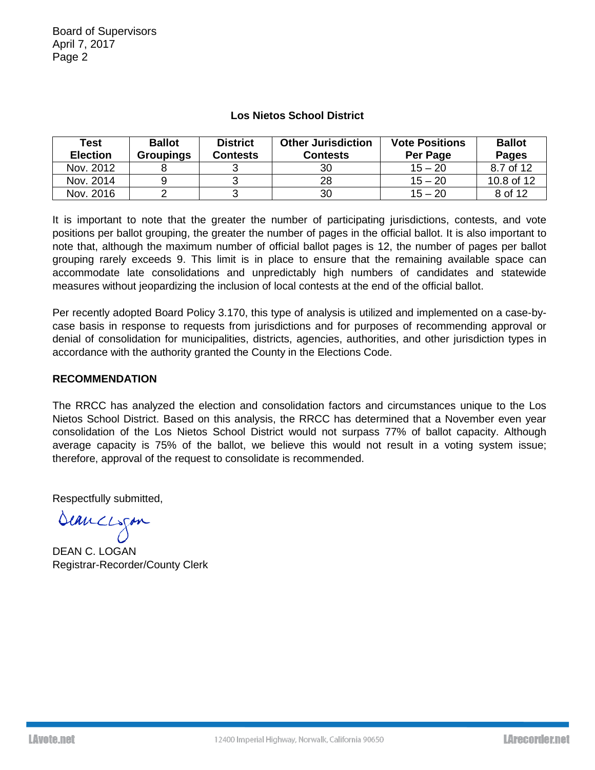### Los Nietos School District

| Test Election | Ballot Groupings | District Contests | Other Jurisdiction Contests | Vote Positions Per Page | Ballot Pages |
|---|---|---|---|---|---|
| Nov. 2012 | 8 | 3 | 30 | 15 – 20 | 8.7 of 12 |
| Nov. 2014 | 9 | 3 | 28 | 15 – 20 | 10.8 of 12 |
| Nov. 2016 | 2 | 3 | 30 | 15 – 20 | 8 of 12 |

It is important to note that the greater the number of participating jurisdictions, contests, and vote positions per ballot grouping, the greater the number of pages in the official ballot. It is also important to note that, although the maximum number of official ballot pages is 12, the number of pages per ballot grouping rarely exceeds 9. This limit is in place to ensure that the remaining available space can accommodate late consolidations and unpredictably high numbers of candidates and statewide measures without jeopardizing the inclusion of local contests at the end of the official ballot.

Per recently adopted Board Policy 3.170, this type of analysis is utilized and implemented on a case-by-case basis in response to requests from jurisdictions and for purposes of recommending approval or denial of consolidation for municipalities, districts, agencies, authorities, and other jurisdiction types in accordance with the authority granted the County in the Elections Code.

**RECOMMENDATION**

The RRCC has analyzed the election and consolidation factors and circumstances unique to the Los Nietos School District. Based on this analysis, the RRCC has determined that a November even year consolidation of the Los Nietos School District would not surpass 77% of ballot capacity. Although average capacity is 75% of the ballot, we believe this would not result in a voting system issue; therefore, approval of the request to consolidate is recommended.

Respectfully submitted,

DEAN C. LOGAN
Registrar-Recorder/County Clerk